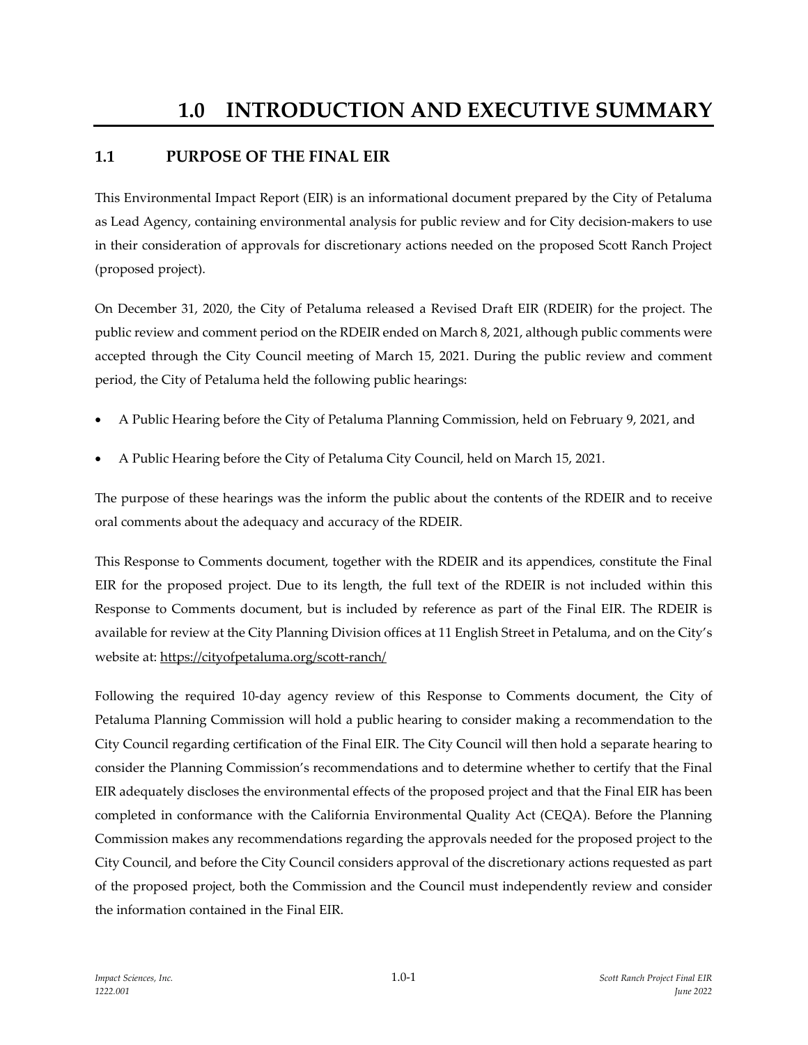# 1.0 INTRODUCTION AND EXECUTIVE SUMMARY

## 1.1 PURPOSE OF THE FINAL EIR

This Environmental Impact Report (EIR) is an informational document prepared by the City of Petaluma as Lead Agency, containing environmental analysis for public review and for City decision-makers to use in their consideration of approvals for discretionary actions needed on the proposed Scott Ranch Project (proposed project).

On December 31, 2020, the City of Petaluma released a Revised Draft EIR (RDEIR) for the project. The public review and comment period on the RDEIR ended on March 8, 2021, although public comments were accepted through the City Council meeting of March 15, 2021. During the public review and comment period, the City of Petaluma held the following public hearings:

- A Public Hearing before the City of Petaluma Planning Commission, held on February 9, 2021, and
- A Public Hearing before the City of Petaluma City Council, held on March 15, 2021.

The purpose of these hearings was the inform the public about the contents of the RDEIR and to receive oral comments about the adequacy and accuracy of the RDEIR.

This Response to Comments document, together with the RDEIR and its appendices, constitute the Final EIR for the proposed project. Due to its length, the full text of the RDEIR is not included within this Response to Comments document, but is included by reference as part of the Final EIR. The RDEIR is available for review at the City Planning Division offices at 11 English Street in Petaluma, and on the City's website at: https://cityofpetaluma.org/scott-ranch/

Following the required 10-day agency review of this Response to Comments document, the City of Petaluma Planning Commission will hold a public hearing to consider making a recommendation to the City Council regarding certification of the Final EIR. The City Council will then hold a separate hearing to consider the Planning Commission's recommendations and to determine whether to certify that the Final EIR adequately discloses the environmental effects of the proposed project and that the Final EIR has been completed in conformance with the California Environmental Quality Act (CEQA). Before the Planning Commission makes any recommendations regarding the approvals needed for the proposed project to the City Council, and before the City Council considers approval of the discretionary actions requested as part of the proposed project, both the Commission and the Council must independently review and consider the information contained in the Final EIR.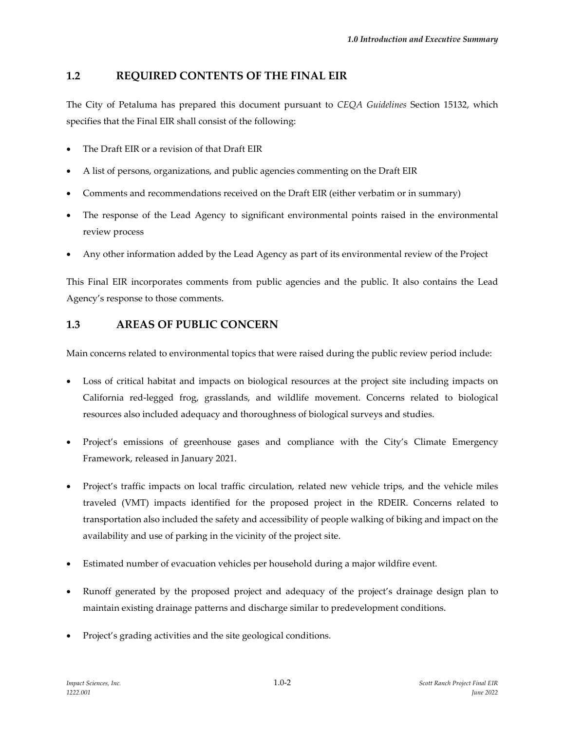## 1.2 REQUIRED CONTENTS OF THE FINAL EIR

The City of Petaluma has prepared this document pursuant to *CEQA Guidelines* Section 15132, which specifies that the Final EIR shall consist of the following:

- The Draft EIR or a revision of that Draft EIR
- A list of persons, organizations, and public agencies commenting on the Draft EIR
- Comments and recommendations received on the Draft EIR (either verbatim or in summary)
- The response of the Lead Agency to significant environmental points raised in the environmental review process
- Any other information added by the Lead Agency as part of its environmental review of the Project

This Final EIR incorporates comments from public agencies and the public. It also contains the Lead Agency's response to those comments.

## 1.3 AREAS OF PUBLIC CONCERN

Main concerns related to environmental topics that were raised during the public review period include:

- Loss of critical habitat and impacts on biological resources at the project site including impacts on California red-legged frog, grasslands, and wildlife movement. Concerns related to biological resources also included adequacy and thoroughness of biological surveys and studies.
- Project's emissions of greenhouse gases and compliance with the City's Climate Emergency Framework, released in January 2021.
- Project's traffic impacts on local traffic circulation, related new vehicle trips, and the vehicle miles traveled (VMT) impacts identified for the proposed project in the RDEIR. Concerns related to transportation also included the safety and accessibility of people walking of biking and impact on the availability and use of parking in the vicinity of the project site.
- Estimated number of evacuation vehicles per household during a major wildfire event.
- Runoff generated by the proposed project and adequacy of the project's drainage design plan to maintain existing drainage patterns and discharge similar to predevelopment conditions.
- Project's grading activities and the site geological conditions.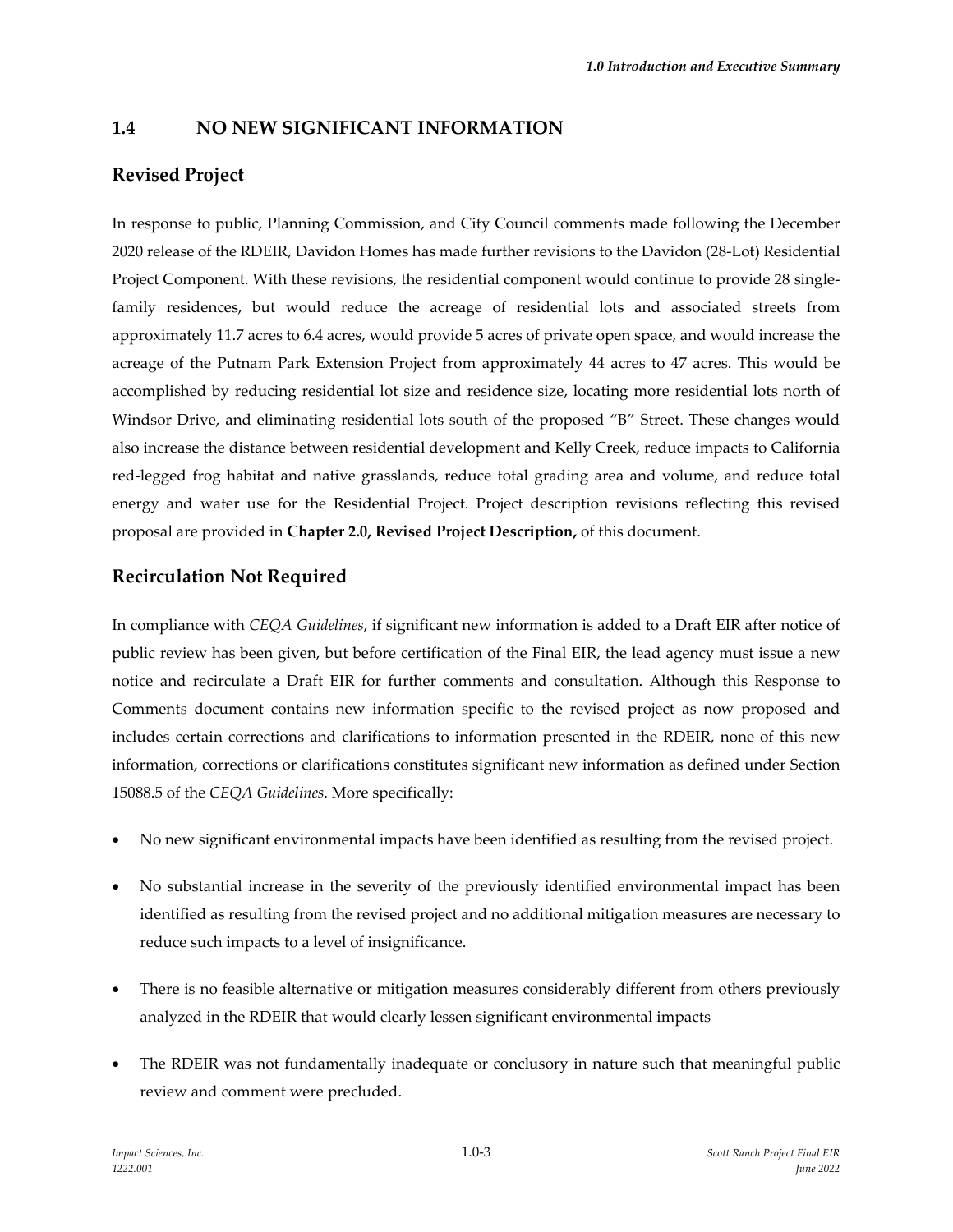## 1.4 NO NEW SIGNIFICANT INFORMATION

### Revised Project

In response to public, Planning Commission, and City Council comments made following the December 2020 release of the RDEIR, Davidon Homes has made further revisions to the Davidon (28-Lot) Residential Project Component. With these revisions, the residential component would continue to provide 28 single-family residences, but would reduce the acreage of residential lots and associated streets from approximately 11.7 acres to 6.4 acres, would provide 5 acres of private open space, and would increase the acreage of the Putnam Park Extension Project from approximately 44 acres to 47 acres. This would be accomplished by reducing residential lot size and residence size, locating more residential lots north of Windsor Drive, and eliminating residential lots south of the proposed "B" Street. These changes would also increase the distance between residential development and Kelly Creek, reduce impacts to California red-legged frog habitat and native grasslands, reduce total grading area and volume, and reduce total energy and water use for the Residential Project. Project description revisions reflecting this revised proposal are provided in **Chapter 2.0, Revised Project Description,** of this document.

### Recirculation Not Required

In compliance with *CEQA Guidelines*, if significant new information is added to a Draft EIR after notice of public review has been given, but before certification of the Final EIR, the lead agency must issue a new notice and recirculate a Draft EIR for further comments and consultation. Although this Response to Comments document contains new information specific to the revised project as now proposed and includes certain corrections and clarifications to information presented in the RDEIR, none of this new information, corrections or clarifications constitutes significant new information as defined under Section 15088.5 of the *CEQA Guidelines*. More specifically:

- No new significant environmental impacts have been identified as resulting from the revised project.
- No substantial increase in the severity of the previously identified environmental impact has been identified as resulting from the revised project and no additional mitigation measures are necessary to reduce such impacts to a level of insignificance.
- There is no feasible alternative or mitigation measures considerably different from others previously analyzed in the RDEIR that would clearly lessen significant environmental impacts
- The RDEIR was not fundamentally inadequate or conclusory in nature such that meaningful public review and comment were precluded.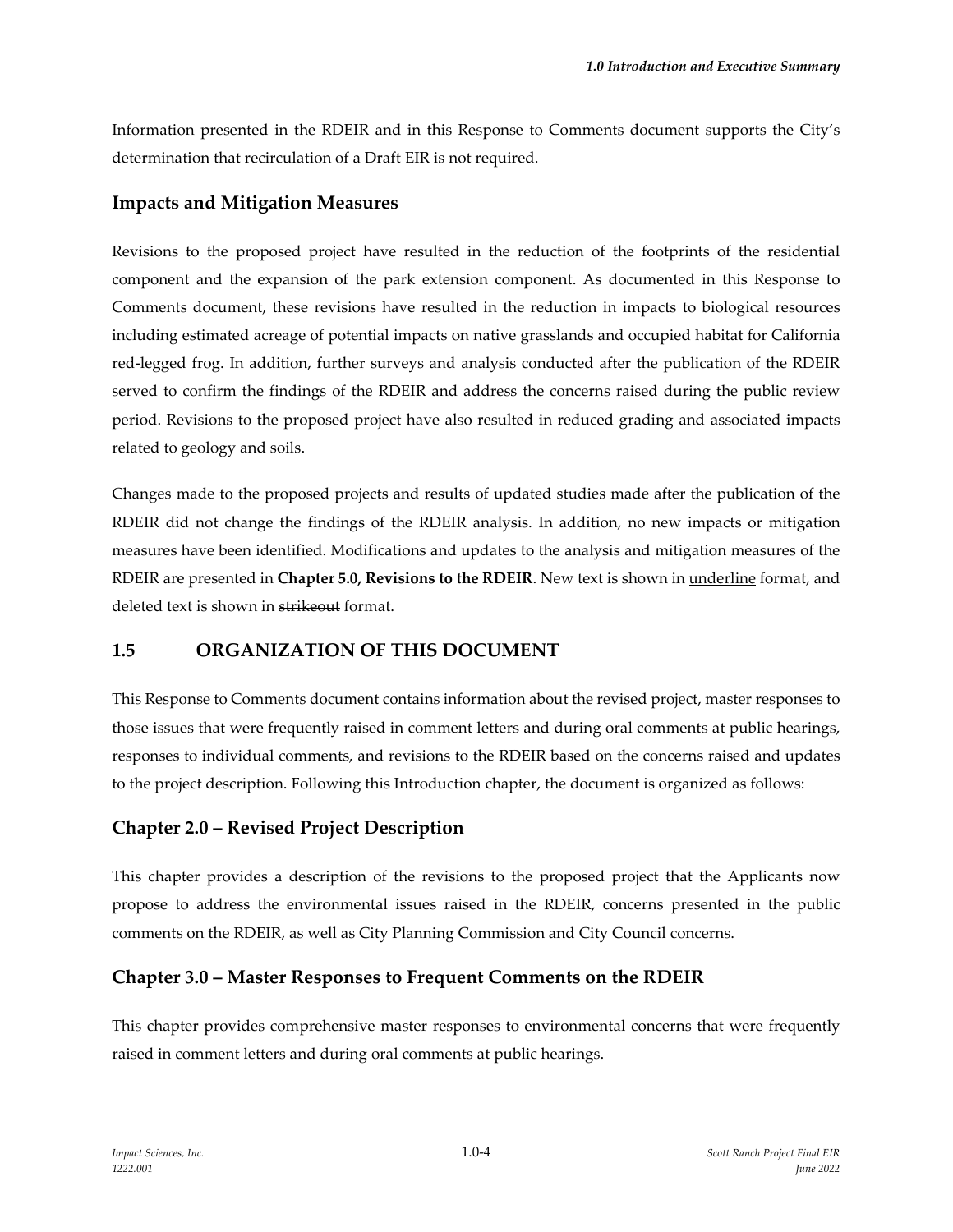Information presented in the RDEIR and in this Response to Comments document supports the City's determination that recirculation of a Draft EIR is not required.

### Impacts and Mitigation Measures

Revisions to the proposed project have resulted in the reduction of the footprints of the residential component and the expansion of the park extension component. As documented in this Response to Comments document, these revisions have resulted in the reduction in impacts to biological resources including estimated acreage of potential impacts on native grasslands and occupied habitat for California red-legged frog. In addition, further surveys and analysis conducted after the publication of the RDEIR served to confirm the findings of the RDEIR and address the concerns raised during the public review period. Revisions to the proposed project have also resulted in reduced grading and associated impacts related to geology and soils.

Changes made to the proposed projects and results of updated studies made after the publication of the RDEIR did not change the findings of the RDEIR analysis. In addition, no new impacts or mitigation measures have been identified. Modifications and updates to the analysis and mitigation measures of the RDEIR are presented in **Chapter 5.0, Revisions to the RDEIR**. New text is shown in <u>underline</u> format, and deleted text is shown in ~~strikeout~~ format.

## 1.5 ORGANIZATION OF THIS DOCUMENT

This Response to Comments document contains information about the revised project, master responses to those issues that were frequently raised in comment letters and during oral comments at public hearings, responses to individual comments, and revisions to the RDEIR based on the concerns raised and updates to the project description. Following this Introduction chapter, the document is organized as follows:

### Chapter 2.0 – Revised Project Description

This chapter provides a description of the revisions to the proposed project that the Applicants now propose to address the environmental issues raised in the RDEIR, concerns presented in the public comments on the RDEIR, as well as City Planning Commission and City Council concerns.

### Chapter 3.0 – Master Responses to Frequent Comments on the RDEIR

This chapter provides comprehensive master responses to environmental concerns that were frequently raised in comment letters and during oral comments at public hearings.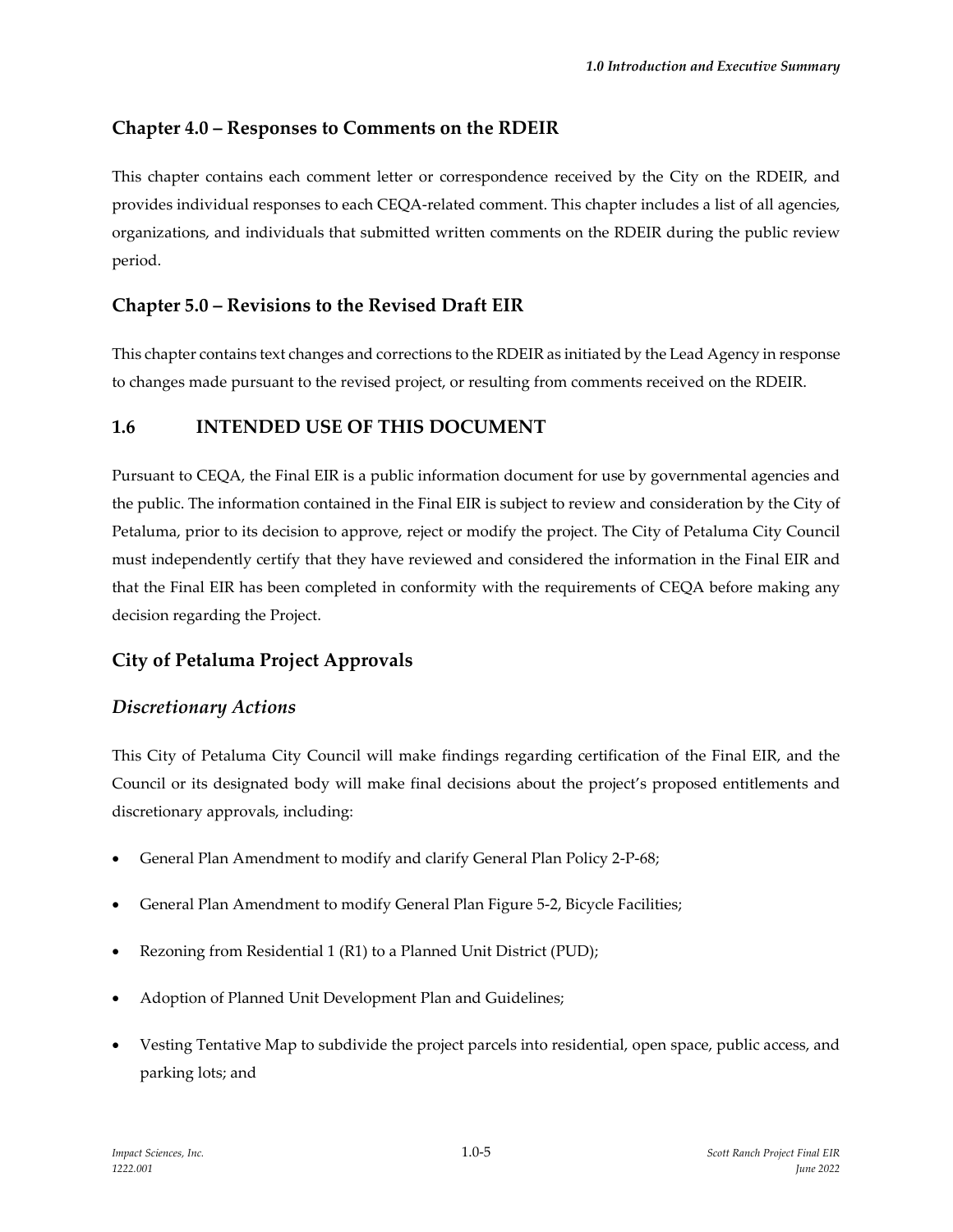### Chapter 4.0 – Responses to Comments on the RDEIR

This chapter contains each comment letter or correspondence received by the City on the RDEIR, and provides individual responses to each CEQA-related comment. This chapter includes a list of all agencies, organizations, and individuals that submitted written comments on the RDEIR during the public review period.

### Chapter 5.0 – Revisions to the Revised Draft EIR

This chapter contains text changes and corrections to the RDEIR as initiated by the Lead Agency in response to changes made pursuant to the revised project, or resulting from comments received on the RDEIR.

## 1.6 INTENDED USE OF THIS DOCUMENT

Pursuant to CEQA, the Final EIR is a public information document for use by governmental agencies and the public. The information contained in the Final EIR is subject to review and consideration by the City of Petaluma, prior to its decision to approve, reject or modify the project. The City of Petaluma City Council must independently certify that they have reviewed and considered the information in the Final EIR and that the Final EIR has been completed in conformity with the requirements of CEQA before making any decision regarding the Project.

### City of Petaluma Project Approvals

#### *Discretionary Actions*

This City of Petaluma City Council will make findings regarding certification of the Final EIR, and the Council or its designated body will make final decisions about the project's proposed entitlements and discretionary approvals, including:

- General Plan Amendment to modify and clarify General Plan Policy 2-P-68;
- General Plan Amendment to modify General Plan Figure 5-2, Bicycle Facilities;
- Rezoning from Residential 1 (R1) to a Planned Unit District (PUD);
- Adoption of Planned Unit Development Plan and Guidelines;
- Vesting Tentative Map to subdivide the project parcels into residential, open space, public access, and parking lots; and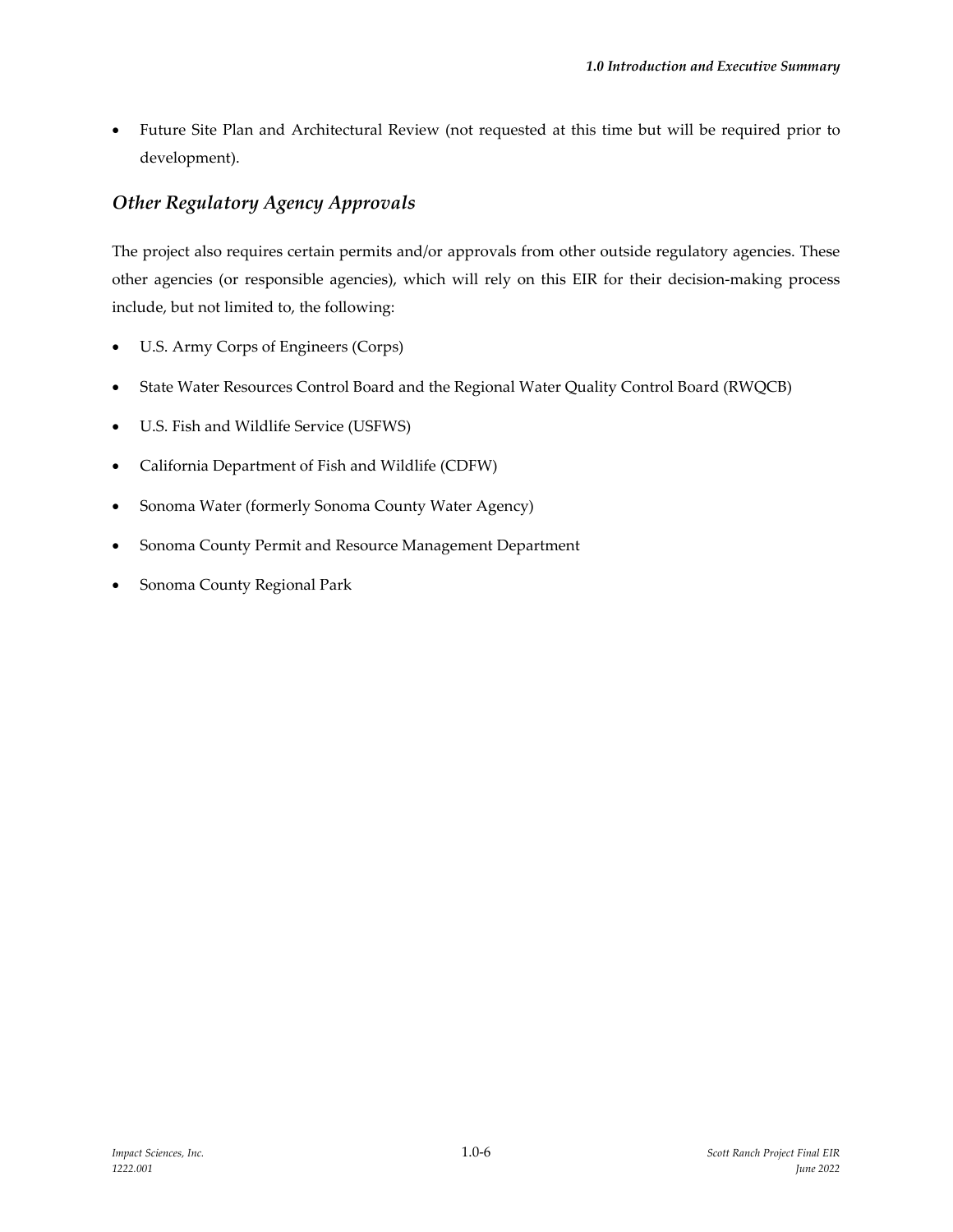- Future Site Plan and Architectural Review (not requested at this time but will be required prior to development).

### *Other Regulatory Agency Approvals*

The project also requires certain permits and/or approvals from other outside regulatory agencies. These other agencies (or responsible agencies), which will rely on this EIR for their decision-making process include, but not limited to, the following:

- U.S. Army Corps of Engineers (Corps)
- State Water Resources Control Board and the Regional Water Quality Control Board (RWQCB)
- U.S. Fish and Wildlife Service (USFWS)
- California Department of Fish and Wildlife (CDFW)
- Sonoma Water (formerly Sonoma County Water Agency)
- Sonoma County Permit and Resource Management Department
- Sonoma County Regional Park